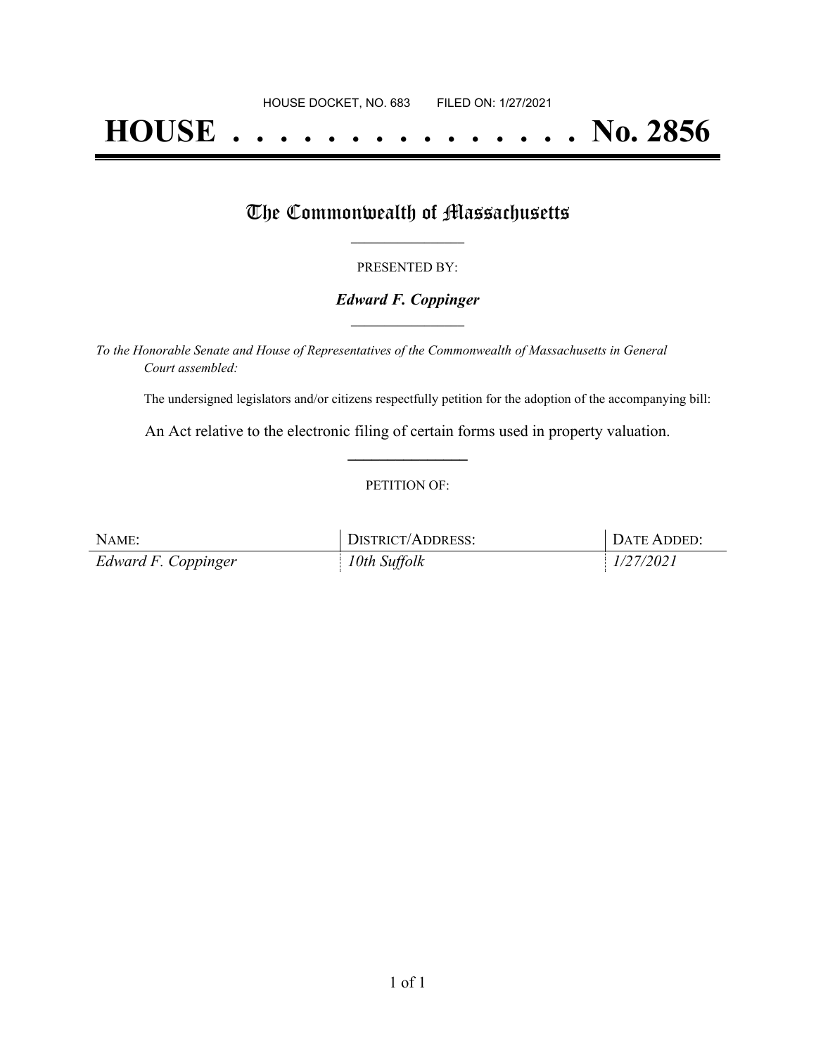HOUSE DOCKET, NO. 683        FILED ON: 1/27/2021

# HOUSE . . . . . . . . . . . . . . . No. 2856

## The Commonwealth of Massachusetts

PRESENTED BY:

***Edward F. Coppinger***

*To the Honorable Senate and House of Representatives of the Commonwealth of Massachusetts in General Court assembled:*

The undersigned legislators and/or citizens respectfully petition for the adoption of the accompanying bill:

An Act relative to the electronic filing of certain forms used in property valuation.

PETITION OF:

| NAME: | DISTRICT/ADDRESS: | DATE ADDED: |
|---|---|---|
| *Edward F. Coppinger* | *10th Suffolk* | *1/27/2021* |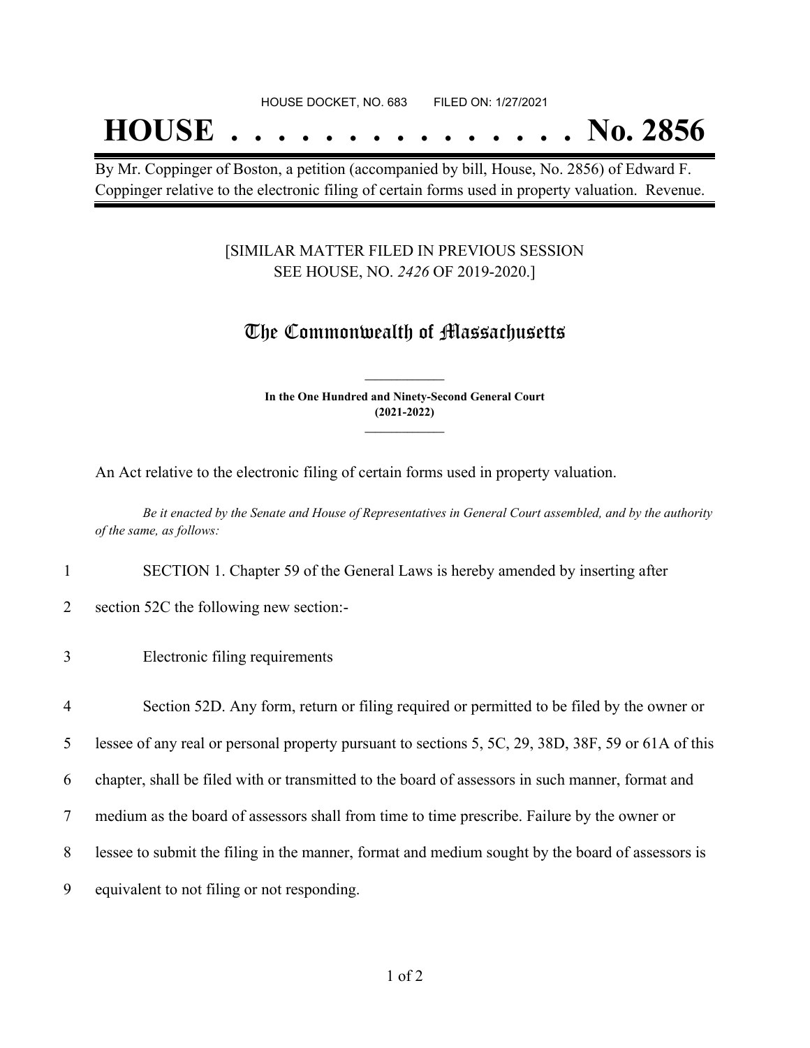HOUSE DOCKET, NO. 683 FILED ON: 1/27/2021

# HOUSE . . . . . . . . . . . . . . . No. 2856

By Mr. Coppinger of Boston, a petition (accompanied by bill, House, No. 2856) of Edward F. Coppinger relative to the electronic filing of certain forms used in property valuation. Revenue.

[SIMILAR MATTER FILED IN PREVIOUS SESSION SEE HOUSE, NO. *2426* OF 2019-2020.]

## The Commonwealth of Massachusetts

**In the One Hundred and Ninety-Second General Court (2021-2022)**

An Act relative to the electronic filing of certain forms used in property valuation.

*Be it enacted by the Senate and House of Representatives in General Court assembled, and by the authority of the same, as follows:*

1 SECTION 1. Chapter 59 of the General Laws is hereby amended by inserting after
2 section 52C the following new section:-

3 Electronic filing requirements

4 Section 52D. Any form, return or filing required or permitted to be filed by the owner or
5 lessee of any real or personal property pursuant to sections 5, 5C, 29, 38D, 38F, 59 or 61A of this
6 chapter, shall be filed with or transmitted to the board of assessors in such manner, format and
7 medium as the board of assessors shall from time to time prescribe. Failure by the owner or
8 lessee to submit the filing in the manner, format and medium sought by the board of assessors is
9 equivalent to not filing or not responding.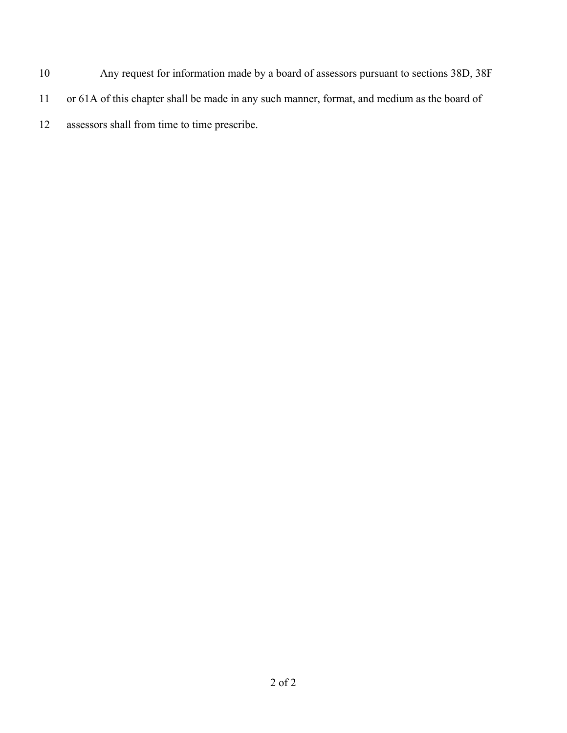Any request for information made by a board of assessors pursuant to sections 38D, 38F or 61A of this chapter shall be made in any such manner, format, and medium as the board of assessors shall from time to time prescribe.